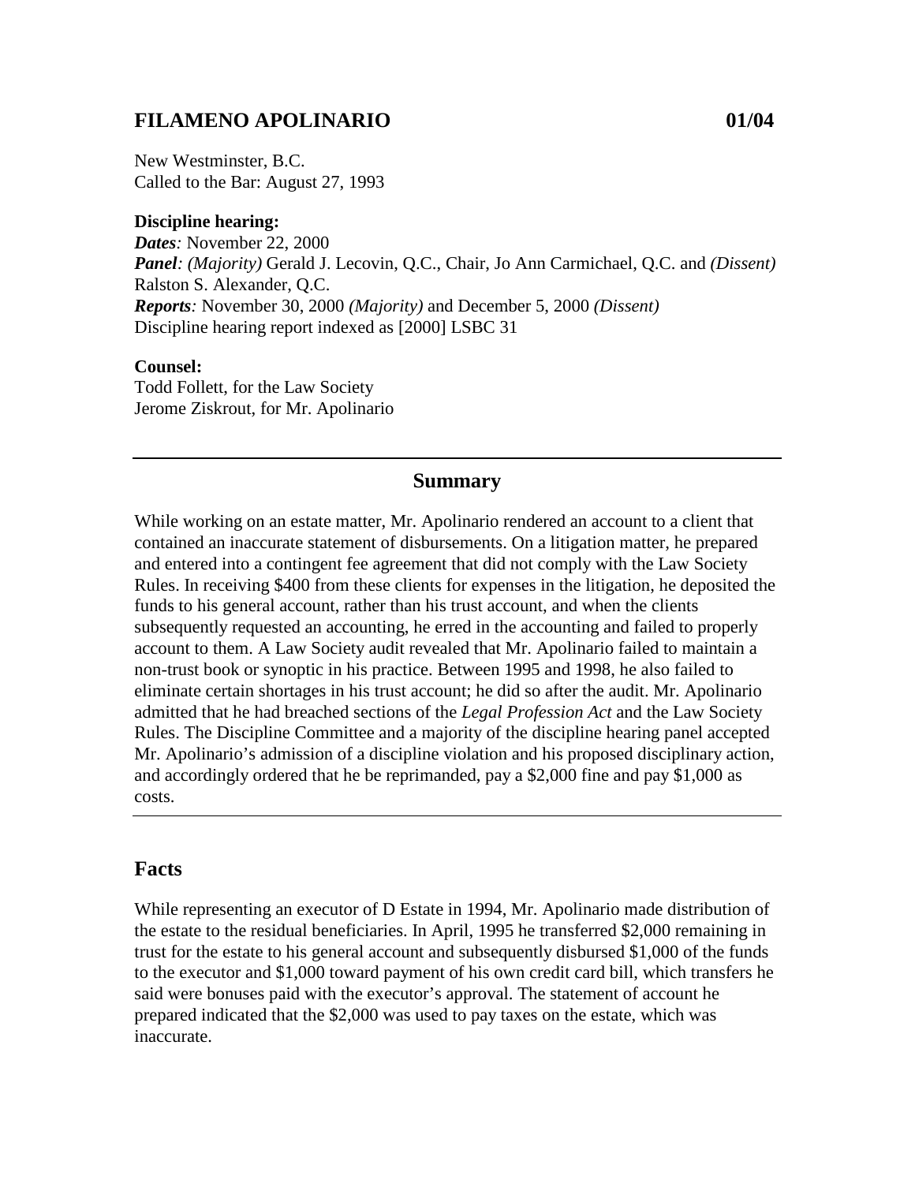# FILAMENO APOLINARIO 01/04

New Westminster, B.C.
Called to the Bar: August 27, 1993

**Discipline hearing:**
***Dates**:* November 22, 2000
***Panel**: (Majority)* Gerald J. Lecovin, Q.C., Chair, Jo Ann Carmichael, Q.C. and *(Dissent)* Ralston S. Alexander, Q.C.
***Reports**:* November 30, 2000 *(Majority)* and December 5, 2000 *(Dissent)*
Discipline hearing report indexed as [2000] LSBC 31

**Counsel:**
Todd Follett, for the Law Society
Jerome Ziskrout, for Mr. Apolinario

---

## Summary

While working on an estate matter, Mr. Apolinario rendered an account to a client that contained an inaccurate statement of disbursements. On a litigation matter, he prepared and entered into a contingent fee agreement that did not comply with the Law Society Rules. In receiving $400 from these clients for expenses in the litigation, he deposited the funds to his general account, rather than his trust account, and when the clients subsequently requested an accounting, he erred in the accounting and failed to properly account to them. A Law Society audit revealed that Mr. Apolinario failed to maintain a non-trust book or synoptic in his practice. Between 1995 and 1998, he also failed to eliminate certain shortages in his trust account; he did so after the audit. Mr. Apolinario admitted that he had breached sections of the *Legal Profession Act* and the Law Society Rules. The Discipline Committee and a majority of the discipline hearing panel accepted Mr. Apolinario's admission of a discipline violation and his proposed disciplinary action, and accordingly ordered that he be reprimanded, pay a $2,000 fine and pay $1,000 as costs.

---

## Facts

While representing an executor of D Estate in 1994, Mr. Apolinario made distribution of the estate to the residual beneficiaries. In April, 1995 he transferred $2,000 remaining in trust for the estate to his general account and subsequently disbursed $1,000 of the funds to the executor and $1,000 toward payment of his own credit card bill, which transfers he said were bonuses paid with the executor's approval. The statement of account he prepared indicated that the $2,000 was used to pay taxes on the estate, which was inaccurate.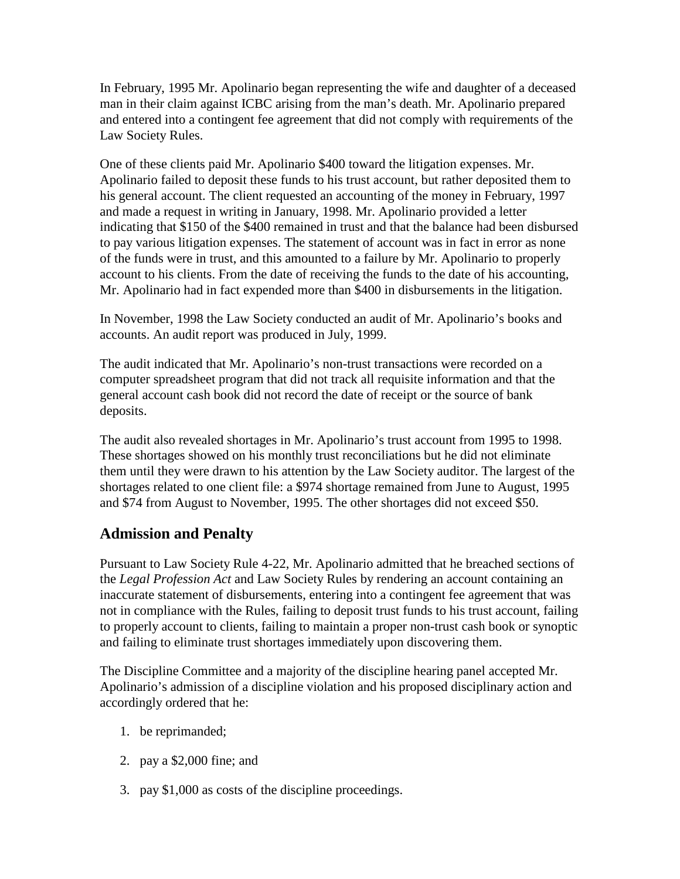In February, 1995 Mr. Apolinario began representing the wife and daughter of a deceased man in their claim against ICBC arising from the man's death. Mr. Apolinario prepared and entered into a contingent fee agreement that did not comply with requirements of the Law Society Rules.

One of these clients paid Mr. Apolinario $400 toward the litigation expenses. Mr. Apolinario failed to deposit these funds to his trust account, but rather deposited them to his general account. The client requested an accounting of the money in February, 1997 and made a request in writing in January, 1998. Mr. Apolinario provided a letter indicating that $150 of the $400 remained in trust and that the balance had been disbursed to pay various litigation expenses. The statement of account was in fact in error as none of the funds were in trust, and this amounted to a failure by Mr. Apolinario to properly account to his clients. From the date of receiving the funds to the date of his accounting, Mr. Apolinario had in fact expended more than $400 in disbursements in the litigation.

In November, 1998 the Law Society conducted an audit of Mr. Apolinario's books and accounts. An audit report was produced in July, 1999.

The audit indicated that Mr. Apolinario's non-trust transactions were recorded on a computer spreadsheet program that did not track all requisite information and that the general account cash book did not record the date of receipt or the source of bank deposits.

The audit also revealed shortages in Mr. Apolinario's trust account from 1995 to 1998. These shortages showed on his monthly trust reconciliations but he did not eliminate them until they were drawn to his attention by the Law Society auditor. The largest of the shortages related to one client file: a $974 shortage remained from June to August, 1995 and $74 from August to November, 1995. The other shortages did not exceed $50.

## Admission and Penalty

Pursuant to Law Society Rule 4-22, Mr. Apolinario admitted that he breached sections of the *Legal Profession Act* and Law Society Rules by rendering an account containing an inaccurate statement of disbursements, entering into a contingent fee agreement that was not in compliance with the Rules, failing to deposit trust funds to his trust account, failing to properly account to clients, failing to maintain a proper non-trust cash book or synoptic and failing to eliminate trust shortages immediately upon discovering them.

The Discipline Committee and a majority of the discipline hearing panel accepted Mr. Apolinario's admission of a discipline violation and his proposed disciplinary action and accordingly ordered that he:

1. be reprimanded;
2. pay a $2,000 fine; and
3. pay $1,000 as costs of the discipline proceedings.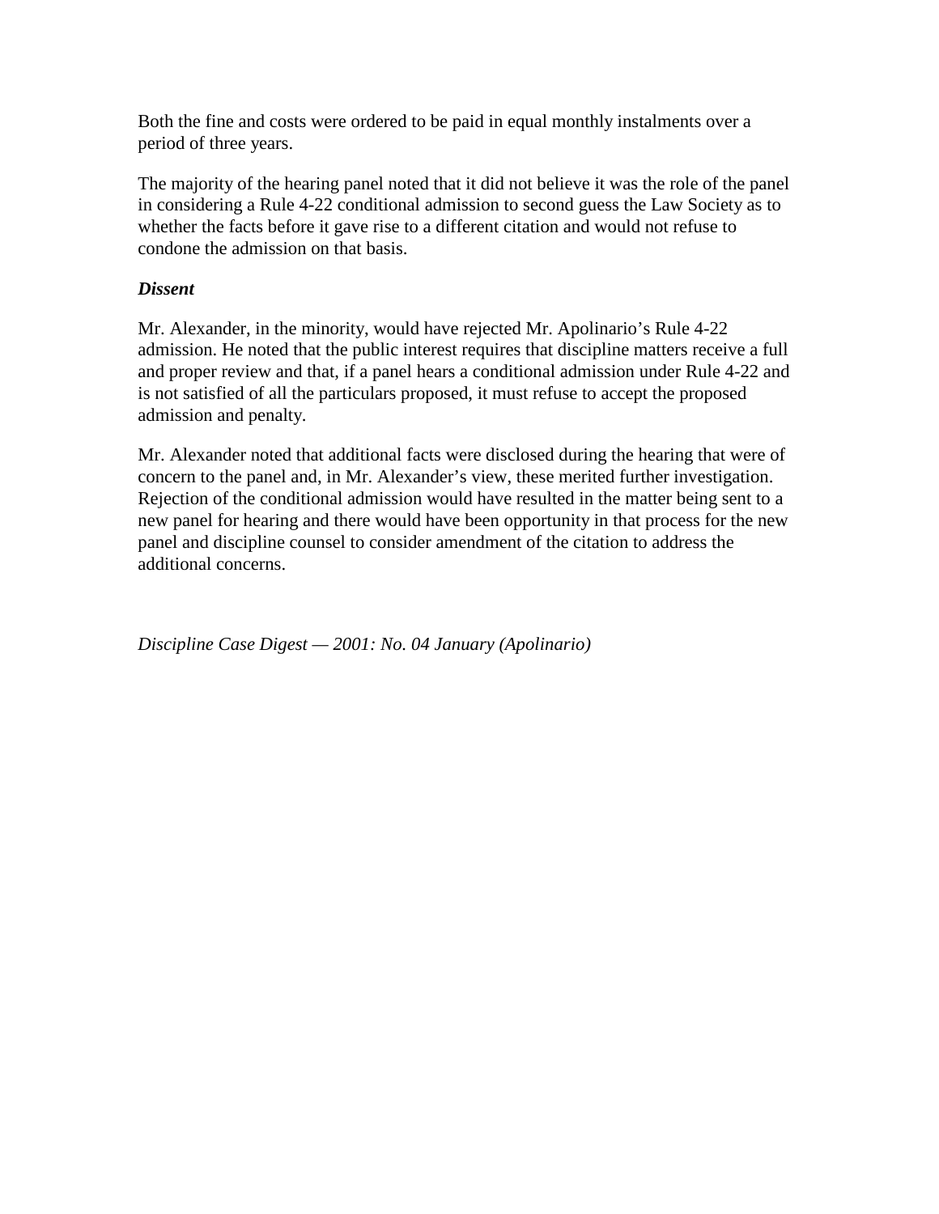Both the fine and costs were ordered to be paid in equal monthly instalments over a period of three years.

The majority of the hearing panel noted that it did not believe it was the role of the panel in considering a Rule 4-22 conditional admission to second guess the Law Society as to whether the facts before it gave rise to a different citation and would not refuse to condone the admission on that basis.

***Dissent***

Mr. Alexander, in the minority, would have rejected Mr. Apolinario's Rule 4-22 admission. He noted that the public interest requires that discipline matters receive a full and proper review and that, if a panel hears a conditional admission under Rule 4-22 and is not satisfied of all the particulars proposed, it must refuse to accept the proposed admission and penalty.

Mr. Alexander noted that additional facts were disclosed during the hearing that were of concern to the panel and, in Mr. Alexander's view, these merited further investigation. Rejection of the conditional admission would have resulted in the matter being sent to a new panel for hearing and there would have been opportunity in that process for the new panel and discipline counsel to consider amendment of the citation to address the additional concerns.

*Discipline Case Digest — 2001: No. 04 January (Apolinario)*